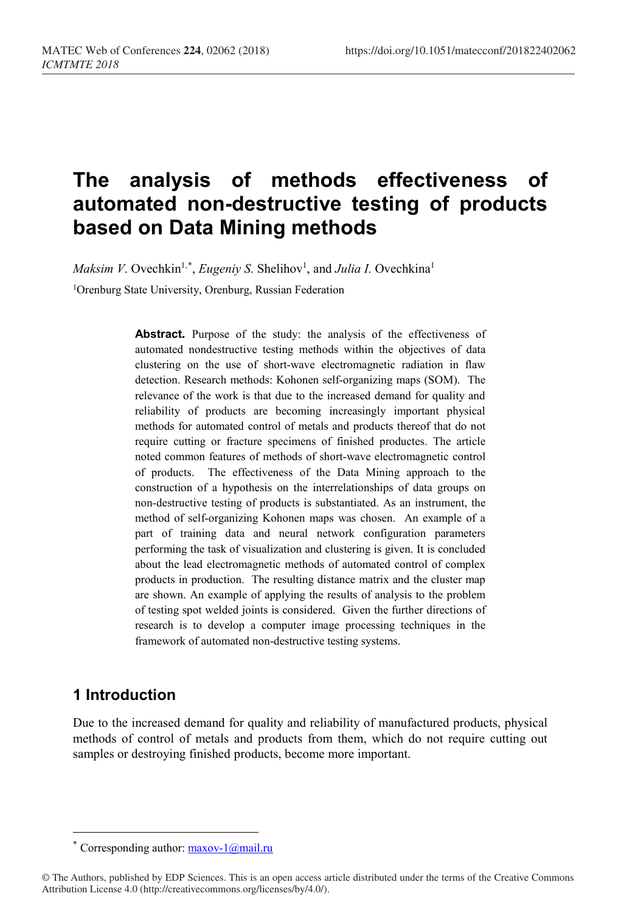# The analysis of methods effectiveness of automated non-destructive testing of products based on Data Mining methods

*Maksim V.* Ovechkin[1,*], *Eugeniy S.* Shelihov[1], and *Julia I.* Ovechkina[1]

[1]Orenburg State University, Orenburg, Russian Federation

**Abstract.** Purpose of the study: the analysis of the effectiveness of automated nondestructive testing methods within the objectives of data clustering on the use of short-wave electromagnetic radiation in flaw detection. Research methods: Kohonen self-organizing maps (SOM). The relevance of the work is that due to the increased demand for quality and reliability of products are becoming increasingly important physical methods for automated control of metals and products thereof that do not require cutting or fracture specimens of finished productes. The article noted common features of methods of short-wave electromagnetic control of products. The effectiveness of the Data Mining approach to the construction of a hypothesis on the interrelationships of data groups on non-destructive testing of products is substantiated. As an instrument, the method of self-organizing Kohonen maps was chosen. An example of a part of training data and neural network configuration parameters performing the task of visualization and clustering is given. It is concluded about the lead electromagnetic methods of automated control of complex products in production. The resulting distance matrix and the cluster map are shown. An example of applying the results of analysis to the problem of testing spot welded joints is considered. Given the further directions of research is to develop a computer image processing techniques in the framework of automated non-destructive testing systems.

## 1 Introduction

Due to the increased demand for quality and reliability of manufactured products, physical methods of control of metals and products from them, which do not require cutting out samples or destroying finished products, become more important.

* Corresponding author: maxov-1@mail.ru

© The Authors, published by EDP Sciences. This is an open access article distributed under the terms of the Creative Commons Attribution License 4.0 (http://creativecommons.org/licenses/by/4.0/).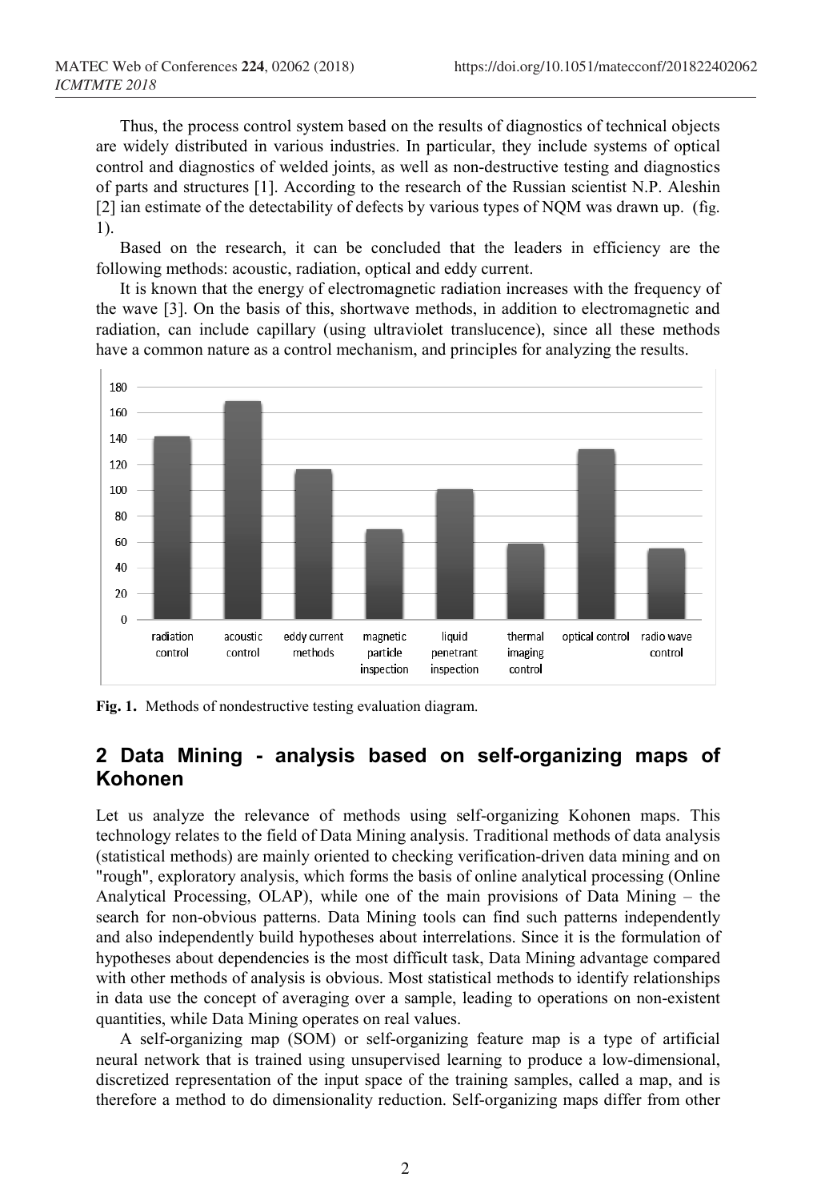Thus, the process control system based on the results of diagnostics of technical objects are widely distributed in various industries. In particular, they include systems of optical control and diagnostics of welded joints, as well as non-destructive testing and diagnostics of parts and structures [1]. According to the research of the Russian scientist N.P. Aleshin [2] ian estimate of the detectability of defects by various types of NQM was drawn up. (fig. 1).

Based on the research, it can be concluded that the leaders in efficiency are the following methods: acoustic, radiation, optical and eddy current.

It is known that the energy of electromagnetic radiation increases with the frequency of the wave [3]. On the basis of this, shortwave methods, in addition to electromagnetic and radiation, can include capillary (using ultraviolet translucence), since all these methods have a common nature as a control mechanism, and principles for analyzing the results.

180
160
140
120
100
80
60
40
20
0

radiation control
acoustic control
eddy current methods
magnetic particle inspection
liquid penetrant inspection
thermal imaging control
optical control
radio wave control

**Fig. 1.** Methods of nondestructive testing evaluation diagram.

## 2 Data Mining - analysis based on self-organizing maps of Kohonen

Let us analyze the relevance of methods using self-organizing Kohonen maps. This technology relates to the field of Data Mining analysis. Traditional methods of data analysis (statistical methods) are mainly oriented to checking verification-driven data mining and on "rough", exploratory analysis, which forms the basis of online analytical processing (Online Analytical Processing, OLAP), while one of the main provisions of Data Mining – the search for non-obvious patterns. Data Mining tools can find such patterns independently and also independently build hypotheses about interrelations. Since it is the formulation of hypotheses about dependencies is the most difficult task, Data Mining advantage compared with other methods of analysis is obvious. Most statistical methods to identify relationships in data use the concept of averaging over a sample, leading to operations on non-existent quantities, while Data Mining operates on real values.

A self-organizing map (SOM) or self-organizing feature map is a type of artificial neural network that is trained using unsupervised learning to produce a low-dimensional, discretized representation of the input space of the training samples, called a map, and is therefore a method to do dimensionality reduction. Self-organizing maps differ from other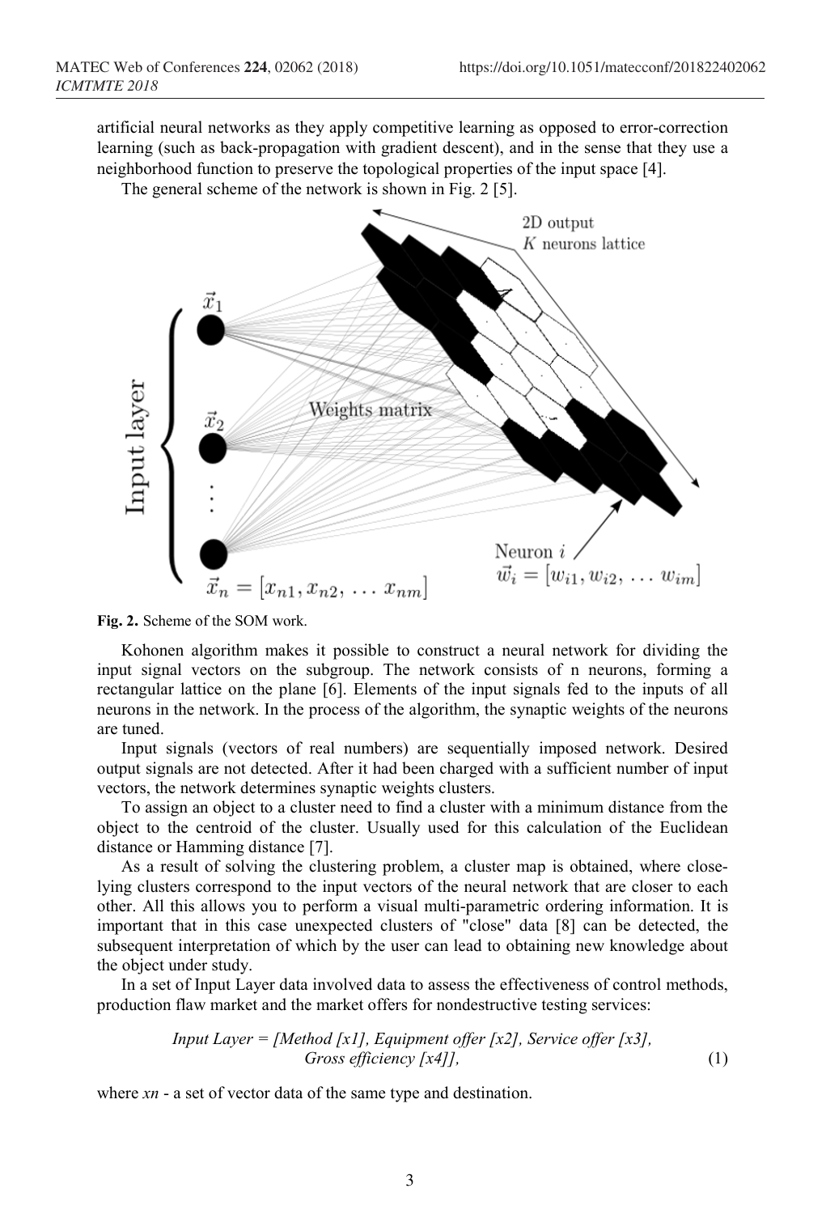artificial neural networks as they apply competitive learning as opposed to error-correction learning (such as back-propagation with gradient descent), and in the sense that they use a neighborhood function to preserve the topological properties of the input space [4].

The general scheme of the network is shown in Fig. 2 [5].

**Fig. 2.** Scheme of the SOM work.

Kohonen algorithm makes it possible to construct a neural network for dividing the input signal vectors on the subgroup. The network consists of n neurons, forming a rectangular lattice on the plane [6]. Elements of the input signals fed to the inputs of all neurons in the network. In the process of the algorithm, the synaptic weights of the neurons are tuned.

Input signals (vectors of real numbers) are sequentially imposed network. Desired output signals are not detected. After it had been charged with a sufficient number of input vectors, the network determines synaptic weights clusters.

To assign an object to a cluster need to find a cluster with a minimum distance from the object to the centroid of the cluster. Usually used for this calculation of the Euclidean distance or Hamming distance [7].

As a result of solving the clustering problem, a cluster map is obtained, where close-lying clusters correspond to the input vectors of the neural network that are closer to each other. All this allows you to perform a visual multi-parametric ordering information. It is important that in this case unexpected clusters of "close" data [8] can be detected, the subsequent interpretation of which by the user can lead to obtaining new knowledge about the object under study.

In a set of Input Layer data involved data to assess the effectiveness of control methods, production flaw market and the market offers for nondestructive testing services:

$$\textit{Input Layer} = [\textit{Method } [x1], \textit{Equipment offer } [x2], \textit{Service offer } [x3], \textit{Gross efficiency } [x4]], \tag{1}$$

where *xn* - a set of vector data of the same type and destination.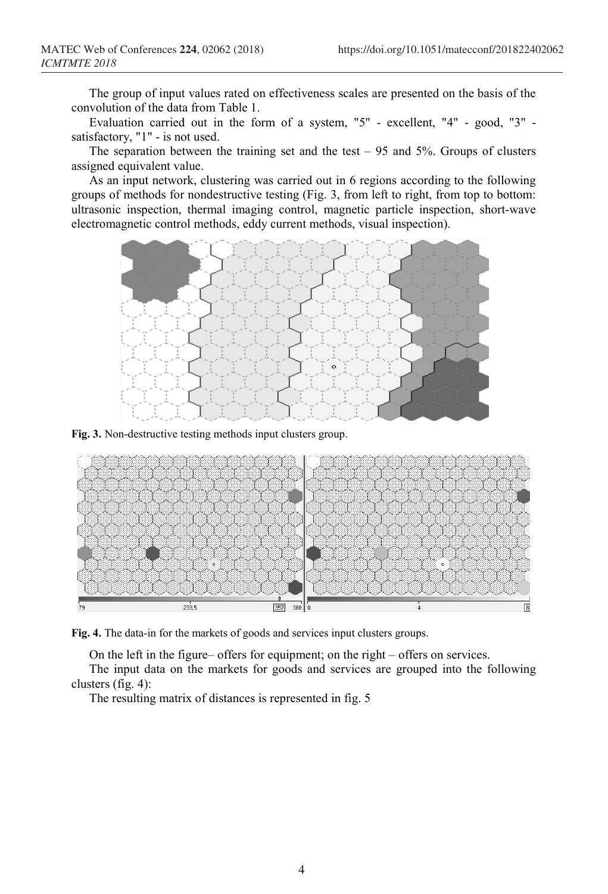The group of input values rated on effectiveness scales are presented on the basis of the convolution of the data from Table 1.

Evaluation carried out in the form of a system, "5" - excellent, "4" - good, "3" - satisfactory, "1" - is not used.

The separation between the training set and the test – 95 and 5%. Groups of clusters assigned equivalent value.

As an input network, clustering was carried out in 6 regions according to the following groups of methods for nondestructive testing (Fig. 3, from left to right, from top to bottom: ultrasonic inspection, thermal imaging control, magnetic particle inspection, short-wave electromagnetic control methods, eddy current methods, visual inspection).

**Fig. 3.** Non-destructive testing methods input clusters group.

**Fig. 4.** The data-in for the markets of goods and services input clusters groups.

On the left in the figure– offers for equipment; on the right – offers on services.

The input data on the markets for goods and services are grouped into the following clusters (fig. 4):

The resulting matrix of distances is represented in fig. 5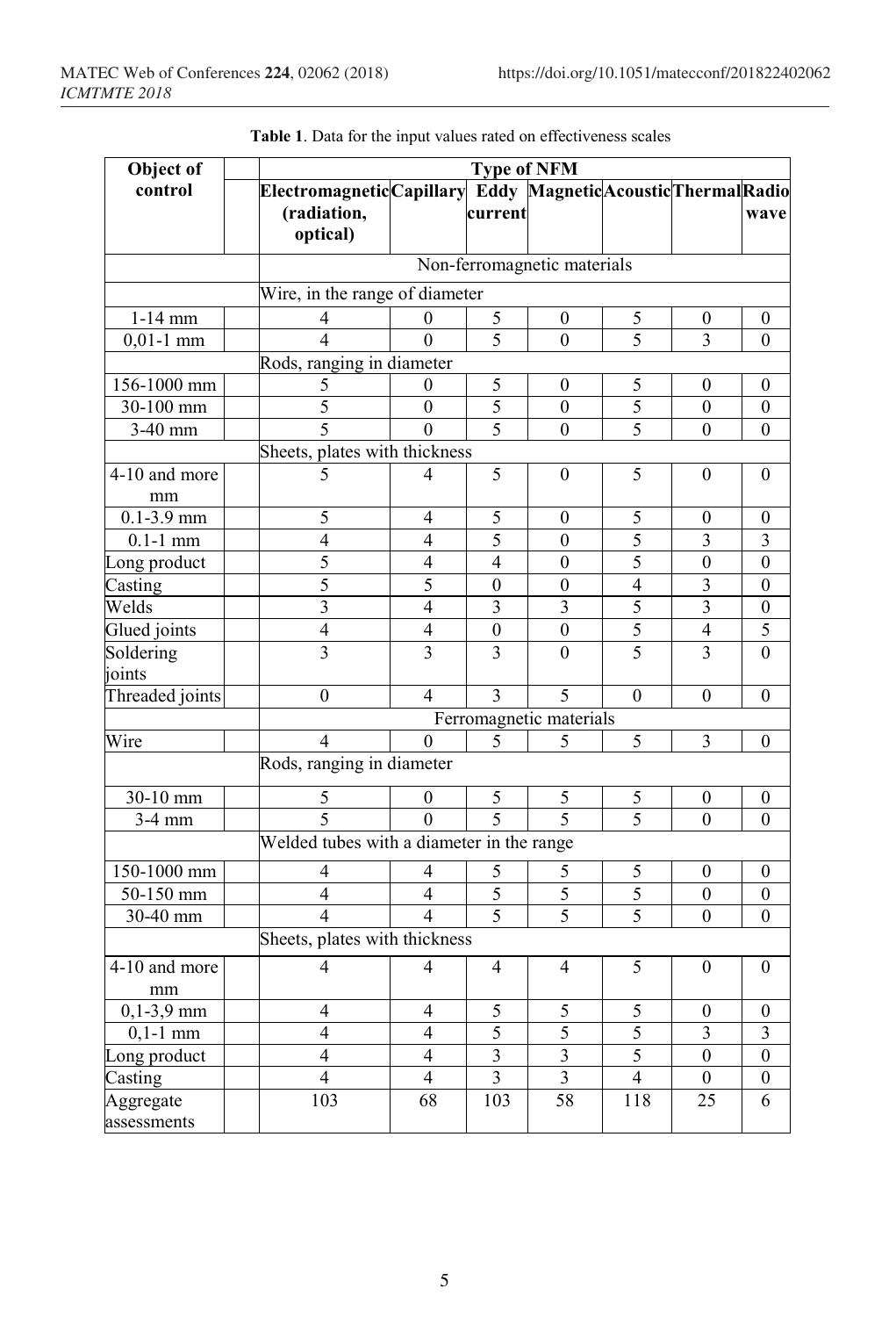**Table 1**. Data for the input values rated on effectiveness scales

| Object of control | | Type of NFM | | | | | | |
|---|---|---|---|---|---|---|---|---|
| | | Electromagnetic (radiation, optical) | Capillary | Eddy current | Magnetic | Acoustic | Thermal | Radio wave |
| | | Non-ferromagnetic materials | | | | | | |
| | | Wire, in the range of diameter | | | | | | |
| 1-14 mm | | 4 | 0 | 5 | 0 | 5 | 0 | 0 |
| 0,01-1 mm | | 4 | 0 | 5 | 0 | 5 | 3 | 0 |
| | | Rods, ranging in diameter | | | | | | |
| 156-1000 mm | | 5 | 0 | 5 | 0 | 5 | 0 | 0 |
| 30-100 mm | | 5 | 0 | 5 | 0 | 5 | 0 | 0 |
| 3-40 mm | | 5 | 0 | 5 | 0 | 5 | 0 | 0 |
| | | Sheets, plates with thickness | | | | | | |
| 4-10 and more mm | | 5 | 4 | 5 | 0 | 5 | 0 | 0 |
| 0.1-3.9 mm | | 5 | 4 | 5 | 0 | 5 | 0 | 0 |
| 0.1-1 mm | | 4 | 4 | 5 | 0 | 5 | 3 | 3 |
| Long product | | 5 | 4 | 4 | 0 | 5 | 0 | 0 |
| Casting | | 5 | 5 | 0 | 0 | 4 | 3 | 0 |
| Welds | | 3 | 4 | 3 | 3 | 5 | 3 | 0 |
| Glued joints | | 4 | 4 | 0 | 0 | 5 | 4 | 5 |
| Soldering joints | | 3 | 3 | 3 | 0 | 5 | 3 | 0 |
| Threaded joints | | 0 | 4 | 3 | 5 | 0 | 0 | 0 |
| | | Ferromagnetic materials | | | | | | |
| Wire | | 4 | 0 | 5 | 5 | 5 | 3 | 0 |
| | | Rods, ranging in diameter | | | | | | |
| 30-10 mm | | 5 | 0 | 5 | 5 | 5 | 0 | 0 |
| 3-4 mm | | 5 | 0 | 5 | 5 | 5 | 0 | 0 |
| | | Welded tubes with a diameter in the range | | | | | | |
| 150-1000 mm | | 4 | 4 | 5 | 5 | 5 | 0 | 0 |
| 50-150 mm | | 4 | 4 | 5 | 5 | 5 | 0 | 0 |
| 30-40 mm | | 4 | 4 | 5 | 5 | 5 | 0 | 0 |
| | | Sheets, plates with thickness | | | | | | |
| 4-10 and more mm | | 4 | 4 | 4 | 4 | 5 | 0 | 0 |
| 0,1-3,9 mm | | 4 | 4 | 5 | 5 | 5 | 0 | 0 |
| 0,1-1 mm | | 4 | 4 | 5 | 5 | 5 | 3 | 3 |
| Long product | | 4 | 4 | 3 | 3 | 5 | 0 | 0 |
| Casting | | 4 | 4 | 3 | 3 | 4 | 0 | 0 |
| Aggregate assessments | | 103 | 68 | 103 | 58 | 118 | 25 | 6 |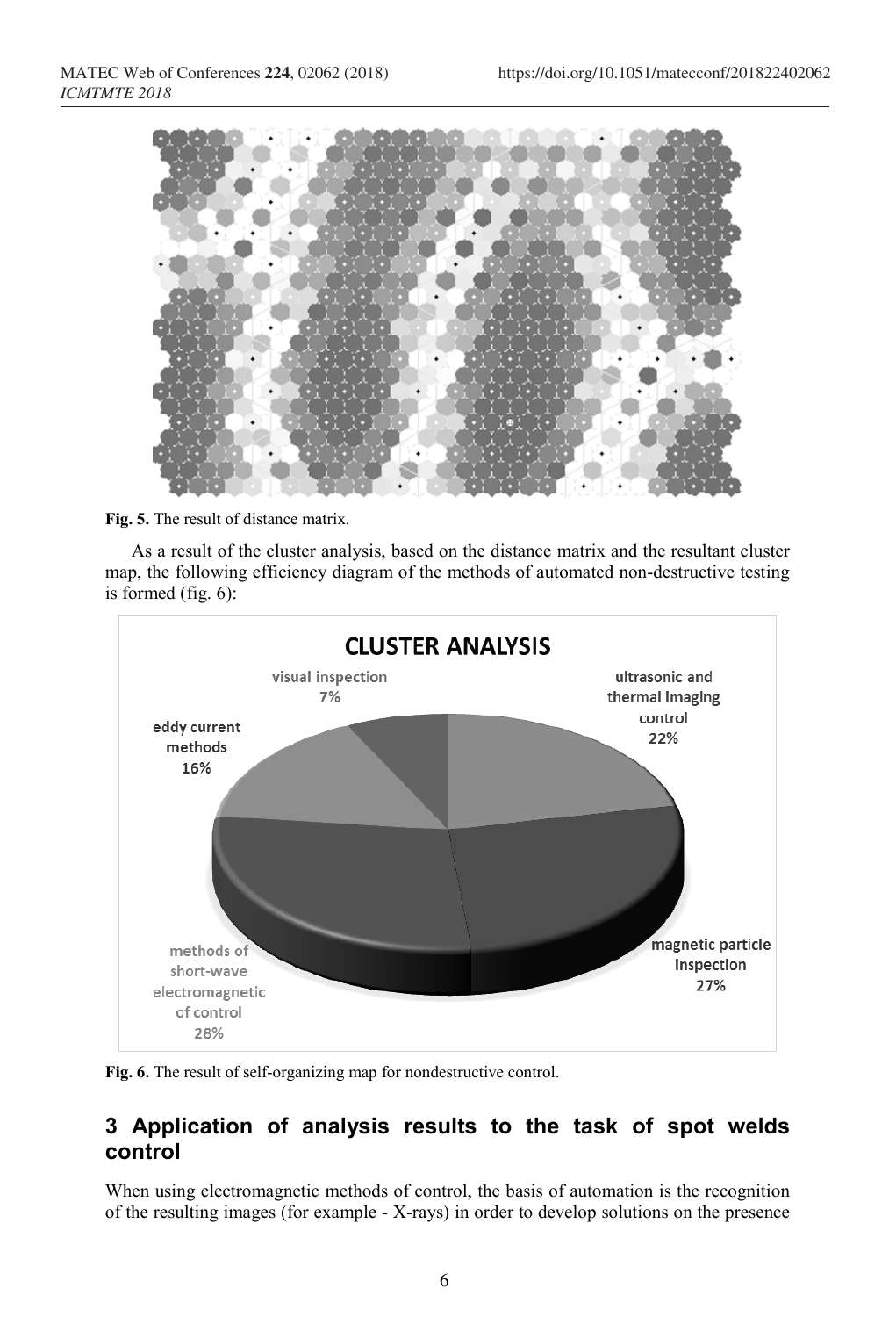**Fig. 5.** The result of distance matrix.

As a result of the cluster analysis, based on the distance matrix and the resultant cluster map, the following efficiency diagram of the methods of automated non-destructive testing is formed (fig. 6):

**Fig. 6.** The result of self-organizing map for nondestructive control.

## 3 Application of analysis results to the task of spot welds control

When using electromagnetic methods of control, the basis of automation is the recognition of the resulting images (for example - X-rays) in order to develop solutions on the presence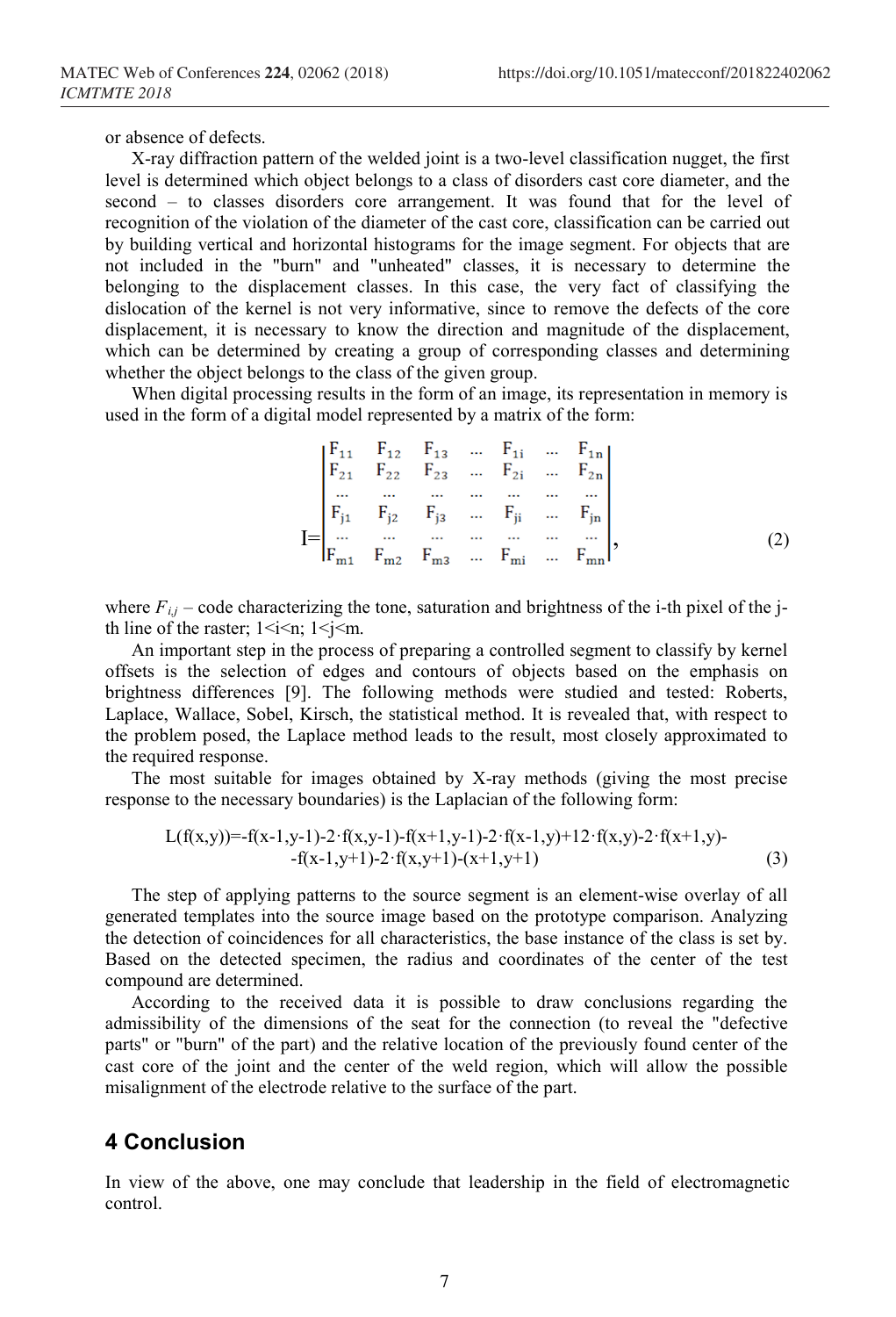or absence of defects.

X-ray diffraction pattern of the welded joint is a two-level classification nugget, the first level is determined which object belongs to a class of disorders cast core diameter, and the second – to classes disorders core arrangement. It was found that for the level of recognition of the violation of the diameter of the cast core, classification can be carried out by building vertical and horizontal histograms for the image segment. For objects that are not included in the "burn" and "unheated" classes, it is necessary to determine the belonging to the displacement classes. In this case, the very fact of classifying the dislocation of the kernel is not very informative, since to remove the defects of the core displacement, it is necessary to know the direction and magnitude of the displacement, which can be determined by creating a group of corresponding classes and determining whether the object belongs to the class of the given group.

When digital processing results in the form of an image, its representation in memory is used in the form of a digital model represented by a matrix of the form:

$$I=\begin{vmatrix} F_{11} & F_{12} & F_{13} & \dots & F_{1i} & \dots & F_{1n} \\ F_{21} & F_{22} & F_{23} & \dots & F_{2i} & \dots & F_{2n} \\ \dots & \dots & \dots & \dots & \dots & \dots & \dots \\ F_{j1} & F_{j2} & F_{j3} & \dots & F_{ji} & \dots & F_{jn} \\ \dots & \dots & \dots & \dots & \dots & \dots & \dots \\ F_{m1} & F_{m2} & F_{m3} & \dots & F_{mi} & \dots & F_{mn} \end{vmatrix}, \tag{2}$$

where $F_{i,j}$ – code characterizing the tone, saturation and brightness of the i-th pixel of the j-th line of the raster; $1<i<n$; $1<j<m$.

An important step in the process of preparing a controlled segment to classify by kernel offsets is the selection of edges and contours of objects based on the emphasis on brightness differences [9]. The following methods were studied and tested: Roberts, Laplace, Wallace, Sobel, Kirsch, the statistical method. It is revealed that, with respect to the problem posed, the Laplace method leads to the result, most closely approximated to the required response.

The most suitable for images obtained by X-ray methods (giving the most precise response to the necessary boundaries) is the Laplacian of the following form:

$$L(f(x,y))=-f(x-1,y-1)-2\cdot f(x,y-1)-f(x+1,y-1)-2\cdot f(x-1,y)+12\cdot f(x,y)-2\cdot f(x+1,y)- \\ -f(x-1,y+1)-2\cdot f(x,y+1)-(x+1,y+1) \tag{3}$$

The step of applying patterns to the source segment is an element-wise overlay of all generated templates into the source image based on the prototype comparison. Analyzing the detection of coincidences for all characteristics, the base instance of the class is set by. Based on the detected specimen, the radius and coordinates of the center of the test compound are determined.

According to the received data it is possible to draw conclusions regarding the admissibility of the dimensions of the seat for the connection (to reveal the "defective parts" or "burn" of the part) and the relative location of the previously found center of the cast core of the joint and the center of the weld region, which will allow the possible misalignment of the electrode relative to the surface of the part.

## 4 Conclusion

In view of the above, one may conclude that leadership in the field of electromagnetic control.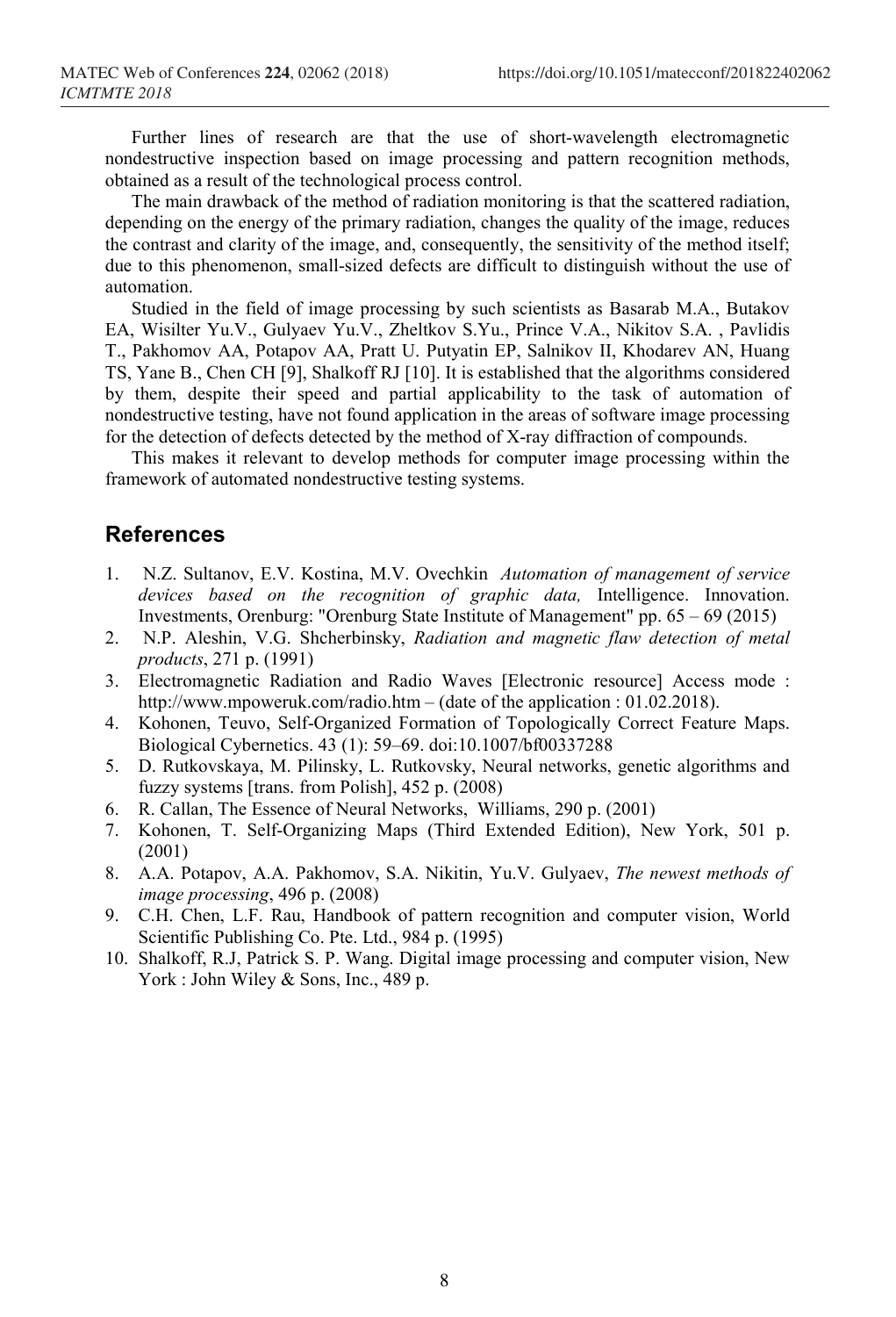Further lines of research are that the use of short-wavelength electromagnetic nondestructive inspection based on image processing and pattern recognition methods, obtained as a result of the technological process control.

The main drawback of the method of radiation monitoring is that the scattered radiation, depending on the energy of the primary radiation, changes the quality of the image, reduces the contrast and clarity of the image, and, consequently, the sensitivity of the method itself; due to this phenomenon, small-sized defects are difficult to distinguish without the use of automation.

Studied in the field of image processing by such scientists as Basarab M.A., Butakov EA, Wisilter Yu.V., Gulyaev Yu.V., Zheltkov S.Yu., Prince V.A., Nikitov S.A. , Pavlidis T., Pakhomov AA, Potapov AA, Pratt U. Putyatin EP, Salnikov II, Khodarev AN, Huang TS, Yane B., Chen CH [9], Shalkoff RJ [10]. It is established that the algorithms considered by them, despite their speed and partial applicability to the task of automation of nondestructive testing, have not found application in the areas of software image processing for the detection of defects detected by the method of X-ray diffraction of compounds.

This makes it relevant to develop methods for computer image processing within the framework of automated nondestructive testing systems.

## References

1. N.Z. Sultanov, E.V. Kostina, M.V. Ovechkin *Automation of management of service devices based on the recognition of graphic data,* Intelligence. Innovation. Investments, Orenburg: "Orenburg State Institute of Management" pp. 65 – 69 (2015)
2. N.P. Aleshin, V.G. Shcherbinsky, *Radiation and magnetic flaw detection of metal products*, 271 p. (1991)
3. Electromagnetic Radiation and Radio Waves [Electronic resource] Access mode : http://www.mpoweruk.com/radio.htm – (date of the application : 01.02.2018).
4. Kohonen, Teuvo, Self-Organized Formation of Topologically Correct Feature Maps. Biological Cybernetics. 43 (1): 59–69. doi:10.1007/bf00337288
5. D. Rutkovskaya, M. Pilinsky, L. Rutkovsky, Neural networks, genetic algorithms and fuzzy systems [trans. from Polish], 452 p. (2008)
6. R. Callan, The Essence of Neural Networks, Williams, 290 p. (2001)
7. Kohonen, T. Self-Organizing Maps (Third Extended Edition), New York, 501 p. (2001)
8. A.A. Potapov, A.A. Pakhomov, S.A. Nikitin, Yu.V. Gulyaev, *The newest methods of image processing*, 496 p. (2008)
9. C.H. Chen, L.F. Rau, Handbook of pattern recognition and computer vision, World Scientific Publishing Co. Pte. Ltd., 984 p. (1995)
10. Shalkoff, R.J, Patrick S. P. Wang. Digital image processing and computer vision, New York : John Wiley & Sons, Inc., 489 p.